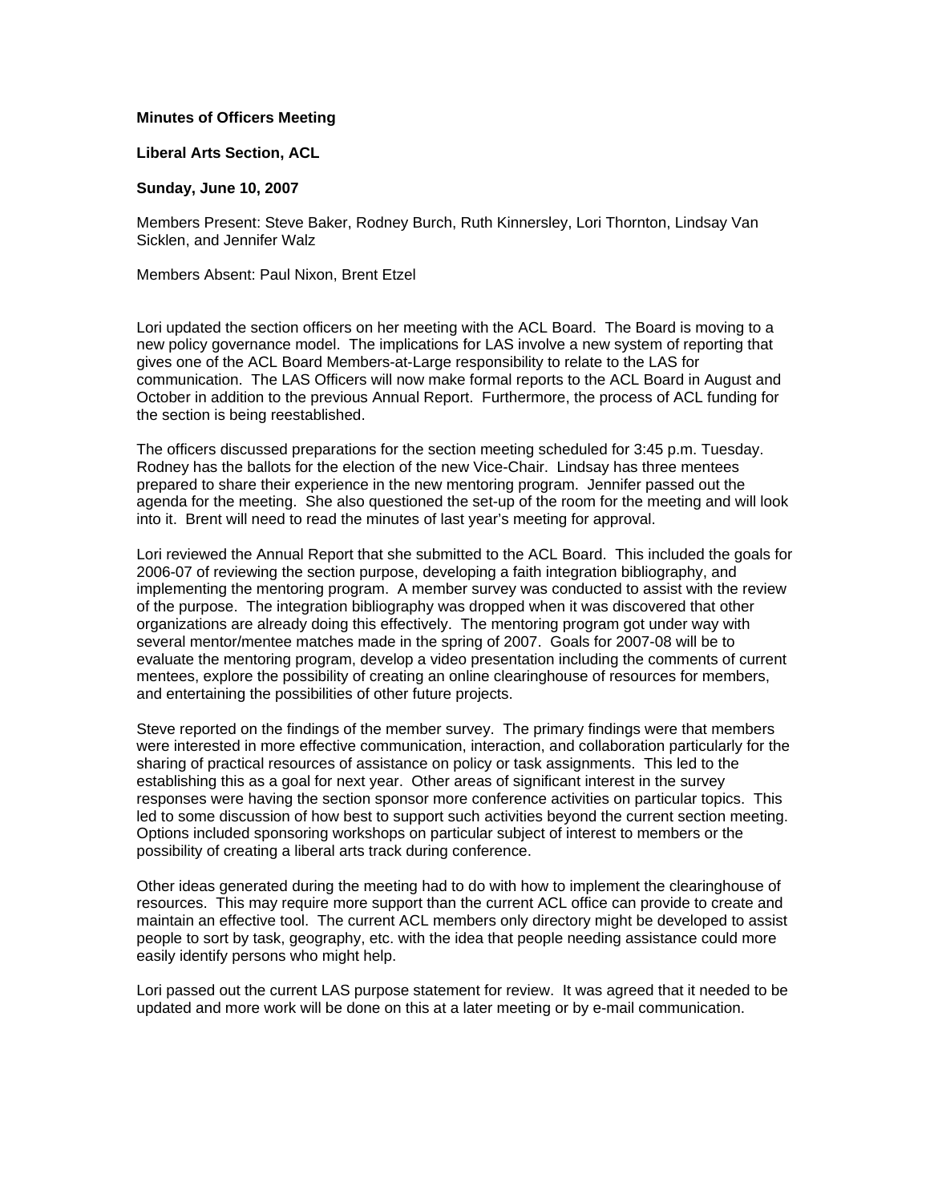**Minutes of Officers Meeting**

**Liberal Arts Section, ACL**

**Sunday, June 10, 2007**

Members Present: Steve Baker, Rodney Burch, Ruth Kinnersley, Lori Thornton, Lindsay Van Sicklen, and Jennifer Walz

Members Absent: Paul Nixon, Brent Etzel

Lori updated the section officers on her meeting with the ACL Board. The Board is moving to a new policy governance model. The implications for LAS involve a new system of reporting that gives one of the ACL Board Members-at-Large responsibility to relate to the LAS for communication. The LAS Officers will now make formal reports to the ACL Board in August and October in addition to the previous Annual Report. Furthermore, the process of ACL funding for the section is being reestablished.

The officers discussed preparations for the section meeting scheduled for 3:45 p.m. Tuesday. Rodney has the ballots for the election of the new Vice-Chair. Lindsay has three mentees prepared to share their experience in the new mentoring program. Jennifer passed out the agenda for the meeting. She also questioned the set-up of the room for the meeting and will look into it. Brent will need to read the minutes of last year's meeting for approval.

Lori reviewed the Annual Report that she submitted to the ACL Board. This included the goals for 2006-07 of reviewing the section purpose, developing a faith integration bibliography, and implementing the mentoring program. A member survey was conducted to assist with the review of the purpose. The integration bibliography was dropped when it was discovered that other organizations are already doing this effectively. The mentoring program got under way with several mentor/mentee matches made in the spring of 2007. Goals for 2007-08 will be to evaluate the mentoring program, develop a video presentation including the comments of current mentees, explore the possibility of creating an online clearinghouse of resources for members, and entertaining the possibilities of other future projects.

Steve reported on the findings of the member survey. The primary findings were that members were interested in more effective communication, interaction, and collaboration particularly for the sharing of practical resources of assistance on policy or task assignments. This led to the establishing this as a goal for next year. Other areas of significant interest in the survey responses were having the section sponsor more conference activities on particular topics. This led to some discussion of how best to support such activities beyond the current section meeting. Options included sponsoring workshops on particular subject of interest to members or the possibility of creating a liberal arts track during conference.

Other ideas generated during the meeting had to do with how to implement the clearinghouse of resources. This may require more support than the current ACL office can provide to create and maintain an effective tool. The current ACL members only directory might be developed to assist people to sort by task, geography, etc. with the idea that people needing assistance could more easily identify persons who might help.

Lori passed out the current LAS purpose statement for review. It was agreed that it needed to be updated and more work will be done on this at a later meeting or by e-mail communication.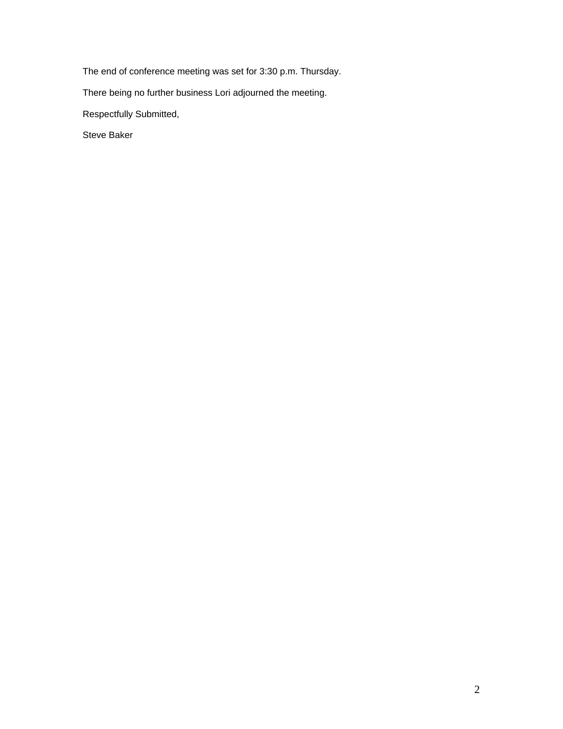The end of conference meeting was set for 3:30 p.m. Thursday.

There being no further business Lori adjourned the meeting.

Respectfully Submitted,

Steve Baker